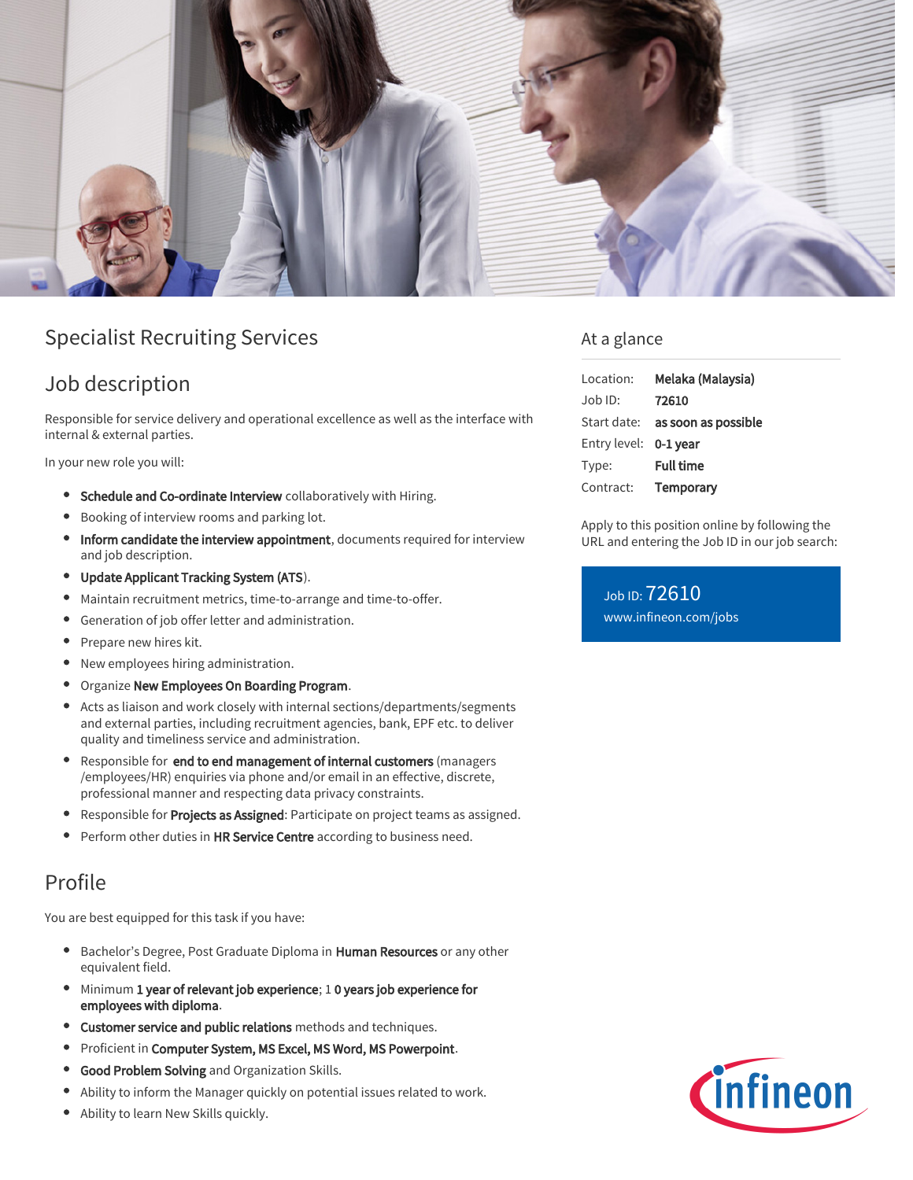# Specialist Recruiting Services

## Job description

Responsible for service delivery and operational excellence as well as the interface with internal & external parties.

In your new role you will:

- **Schedule and Co-ordinate Interview** collaboratively with Hiring.
- Booking of interview rooms and parking lot.
- **Inform candidate the interview appointment**, documents required for interview and job description.
- **Update Applicant Tracking System (ATS**).
- Maintain recruitment metrics, time-to-arrange and time-to-offer.
- Generation of job offer letter and administration.
- Prepare new hires kit.
- New employees hiring administration.
- Organize **New Employees On Boarding Program**.
- Acts as liaison and work closely with internal sections/departments/segments and external parties, including recruitment agencies, bank, EPF etc. to deliver quality and timeliness service and administration.
- Responsible for **end to end management of internal customers** (managers /employees/HR) enquiries via phone and/or email in an effective, discrete, professional manner and respecting data privacy constraints.
- Responsible for **Projects as Assigned**: Participate on project teams as assigned.
- Perform other duties in **HR Service Centre** according to business need.

## Profile

You are best equipped for this task if you have:

- Bachelor's Degree, Post Graduate Diploma in **Human Resources** or any other equivalent field.
- Minimum **1 year of relevant job experience**; 1 **0 years job experience for employees with diploma**.
- **Customer service and public relations** methods and techniques.
- Proficient in **Computer System, MS Excel, MS Word, MS Powerpoint**.
- **Good Problem Solving** and Organization Skills.
- Ability to inform the Manager quickly on potential issues related to work.
- Ability to learn New Skills quickly.

## At a glance

| Location: | **Melaka (Malaysia)** |
| --- | --- |
| Job ID: | **72610** |
| Start date: | **as soon as possible** |
| Entry level: | **0-1 year** |
| Type: | **Full time** |
| Contract: | **Temporary** |

Apply to this position online by following the URL and entering the Job ID in our job search:

Job ID: 72610
www.infineon.com/jobs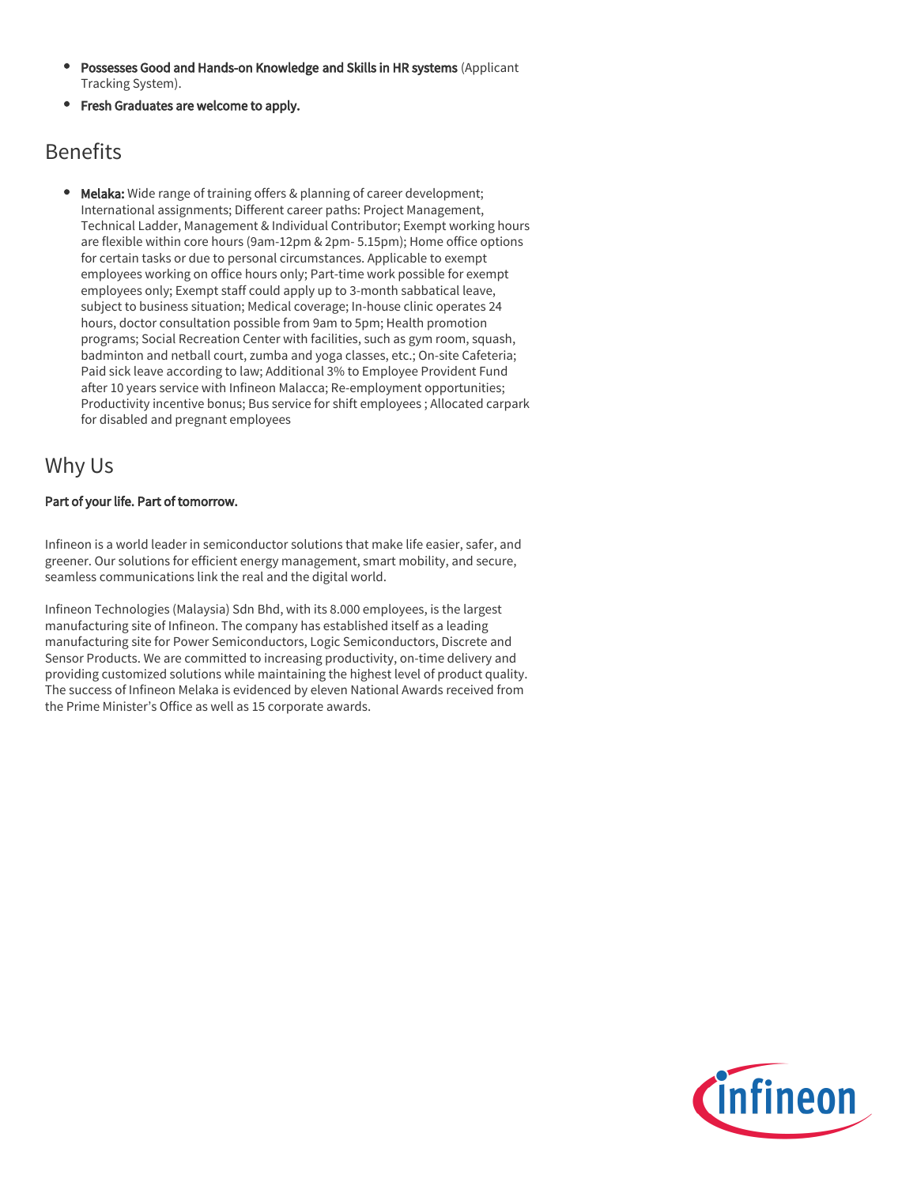- **Possesses Good and Hands-on Knowledge and Skills in HR systems** (Applicant Tracking System).
- **Fresh Graduates are welcome to apply.**

## Benefits

- **Melaka:** Wide range of training offers & planning of career development; International assignments; Different career paths: Project Management, Technical Ladder, Management & Individual Contributor; Exempt working hours are flexible within core hours (9am-12pm & 2pm- 5.15pm); Home office options for certain tasks or due to personal circumstances. Applicable to exempt employees working on office hours only; Part-time work possible for exempt employees only; Exempt staff could apply up to 3-month sabbatical leave, subject to business situation; Medical coverage; In-house clinic operates 24 hours, doctor consultation possible from 9am to 5pm; Health promotion programs; Social Recreation Center with facilities, such as gym room, squash, badminton and netball court, zumba and yoga classes, etc.; On-site Cafeteria; Paid sick leave according to law; Additional 3% to Employee Provident Fund after 10 years service with Infineon Malacca; Re-employment opportunities; Productivity incentive bonus; Bus service for shift employees ; Allocated carpark for disabled and pregnant employees

## Why Us

**Part of your life. Part of tomorrow.**

Infineon is a world leader in semiconductor solutions that make life easier, safer, and greener. Our solutions for efficient energy management, smart mobility, and secure, seamless communications link the real and the digital world.

Infineon Technologies (Malaysia) Sdn Bhd, with its 8.000 employees, is the largest manufacturing site of Infineon. The company has established itself as a leading manufacturing site for Power Semiconductors, Logic Semiconductors, Discrete and Sensor Products. We are committed to increasing productivity, on-time delivery and providing customized solutions while maintaining the highest level of product quality. The success of Infineon Melaka is evidenced by eleven National Awards received from the Prime Minister's Office as well as 15 corporate awards.